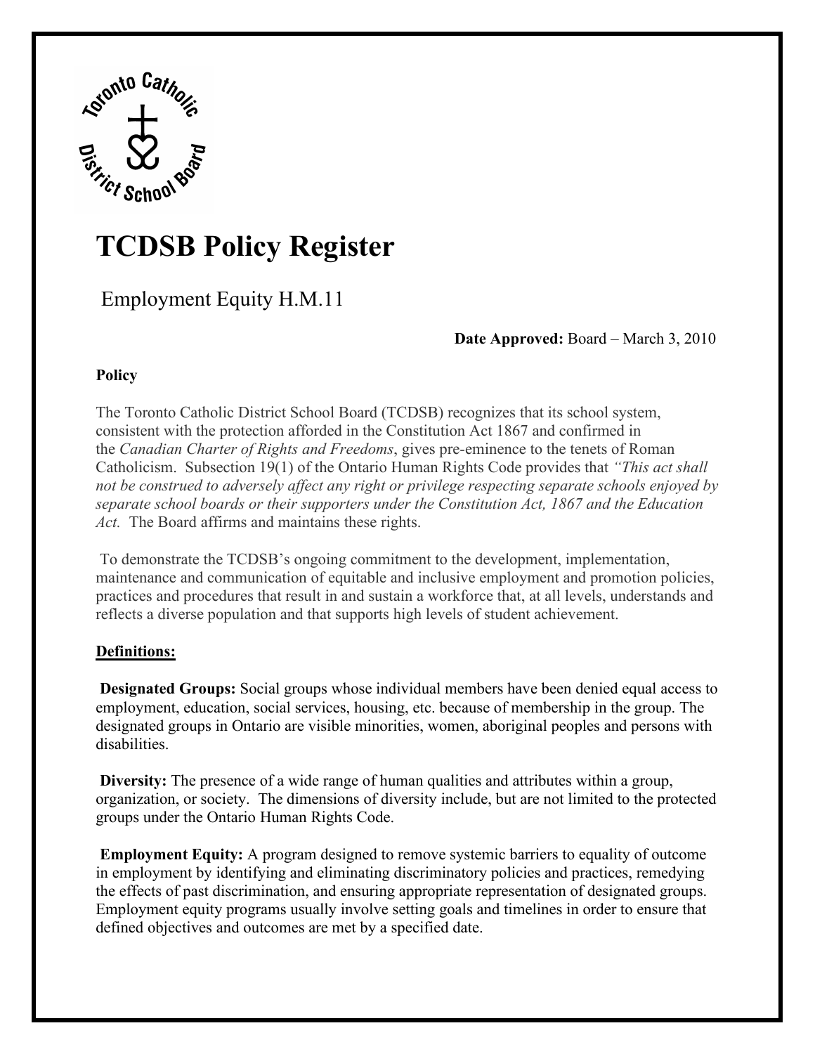# TCDSB Policy Register

## Employment Equity H.M.11

**Date Approved:** Board – March 3, 2010

**Policy**

The Toronto Catholic District School Board (TCDSB) recognizes that its school system, consistent with the protection afforded in the Constitution Act 1867 and confirmed in the *Canadian Charter of Rights and Freedoms*, gives pre-eminence to the tenets of Roman Catholicism. Subsection 19(1) of the Ontario Human Rights Code provides that *"This act shall not be construed to adversely affect any right or privilege respecting separate schools enjoyed by separate school boards or their supporters under the Constitution Act, 1867 and the Education Act.* The Board affirms and maintains these rights.

To demonstrate the TCDSB's ongoing commitment to the development, implementation, maintenance and communication of equitable and inclusive employment and promotion policies, practices and procedures that result in and sustain a workforce that, at all levels, understands and reflects a diverse population and that supports high levels of student achievement.

**Definitions:**

**Designated Groups:** Social groups whose individual members have been denied equal access to employment, education, social services, housing, etc. because of membership in the group. The designated groups in Ontario are visible minorities, women, aboriginal peoples and persons with disabilities.

**Diversity:** The presence of a wide range of human qualities and attributes within a group, organization, or society. The dimensions of diversity include, but are not limited to the protected groups under the Ontario Human Rights Code.

**Employment Equity:** A program designed to remove systemic barriers to equality of outcome in employment by identifying and eliminating discriminatory policies and practices, remedying the effects of past discrimination, and ensuring appropriate representation of designated groups. Employment equity programs usually involve setting goals and timelines in order to ensure that defined objectives and outcomes are met by a specified date.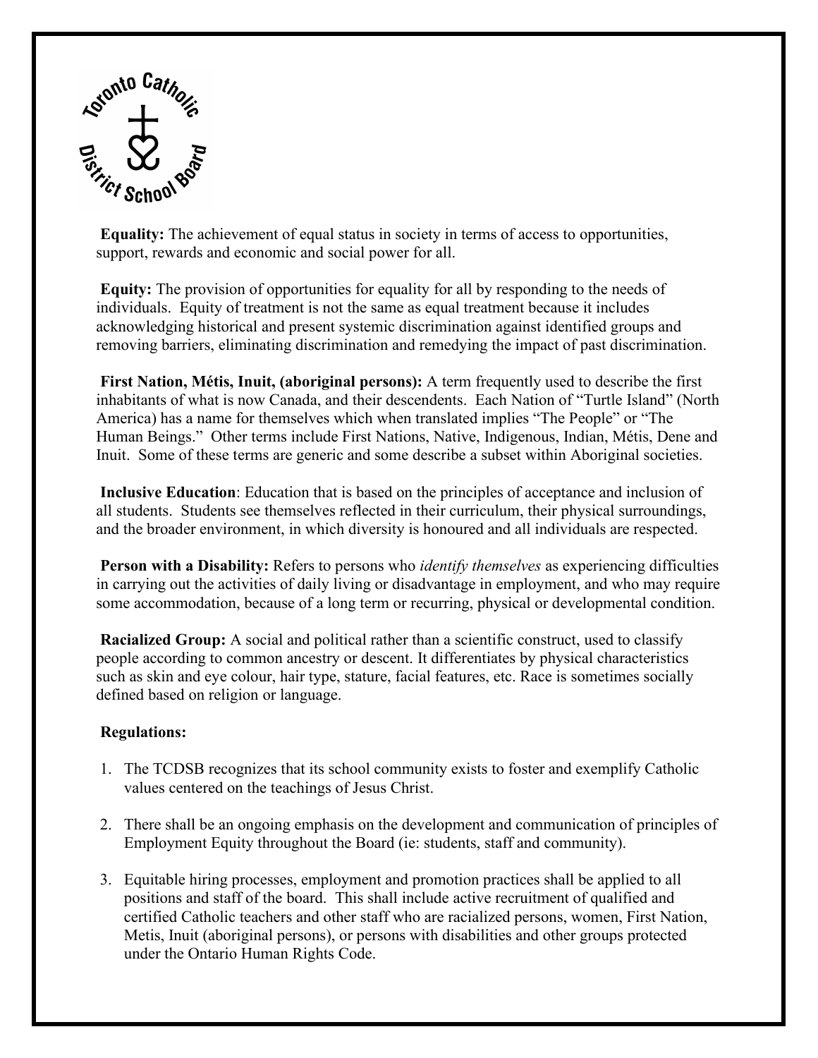**Equality:** The achievement of equal status in society in terms of access to opportunities, support, rewards and economic and social power for all.

**Equity:** The provision of opportunities for equality for all by responding to the needs of individuals. Equity of treatment is not the same as equal treatment because it includes acknowledging historical and present systemic discrimination against identified groups and removing barriers, eliminating discrimination and remedying the impact of past discrimination.

**First Nation, Métis, Inuit, (aboriginal persons):** A term frequently used to describe the first inhabitants of what is now Canada, and their descendents. Each Nation of "Turtle Island" (North America) has a name for themselves which when translated implies "The People" or "The Human Beings." Other terms include First Nations, Native, Indigenous, Indian, Métis, Dene and Inuit. Some of these terms are generic and some describe a subset within Aboriginal societies.

**Inclusive Education**: Education that is based on the principles of acceptance and inclusion of all students. Students see themselves reflected in their curriculum, their physical surroundings, and the broader environment, in which diversity is honoured and all individuals are respected.

**Person with a Disability:** Refers to persons who *identify themselves* as experiencing difficulties in carrying out the activities of daily living or disadvantage in employment, and who may require some accommodation, because of a long term or recurring, physical or developmental condition.

**Racialized Group:** A social and political rather than a scientific construct, used to classify people according to common ancestry or descent. It differentiates by physical characteristics such as skin and eye colour, hair type, stature, facial features, etc. Race is sometimes socially defined based on religion or language.

**Regulations:**

1. The TCDSB recognizes that its school community exists to foster and exemplify Catholic values centered on the teachings of Jesus Christ.

2. There shall be an ongoing emphasis on the development and communication of principles of Employment Equity throughout the Board (ie: students, staff and community).

3. Equitable hiring processes, employment and promotion practices shall be applied to all positions and staff of the board. This shall include active recruitment of qualified and certified Catholic teachers and other staff who are racialized persons, women, First Nation, Metis, Inuit (aboriginal persons), or persons with disabilities and other groups protected under the Ontario Human Rights Code.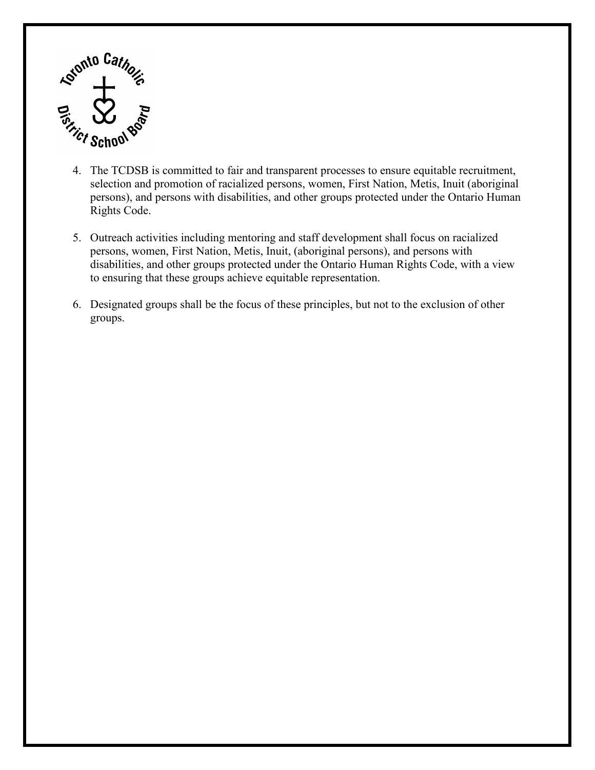4. The TCDSB is committed to fair and transparent processes to ensure equitable recruitment, selection and promotion of racialized persons, women, First Nation, Metis, Inuit (aboriginal persons), and persons with disabilities, and other groups protected under the Ontario Human Rights Code.

5. Outreach activities including mentoring and staff development shall focus on racialized persons, women, First Nation, Metis, Inuit, (aboriginal persons), and persons with disabilities, and other groups protected under the Ontario Human Rights Code, with a view to ensuring that these groups achieve equitable representation.

6. Designated groups shall be the focus of these principles, but not to the exclusion of other groups.